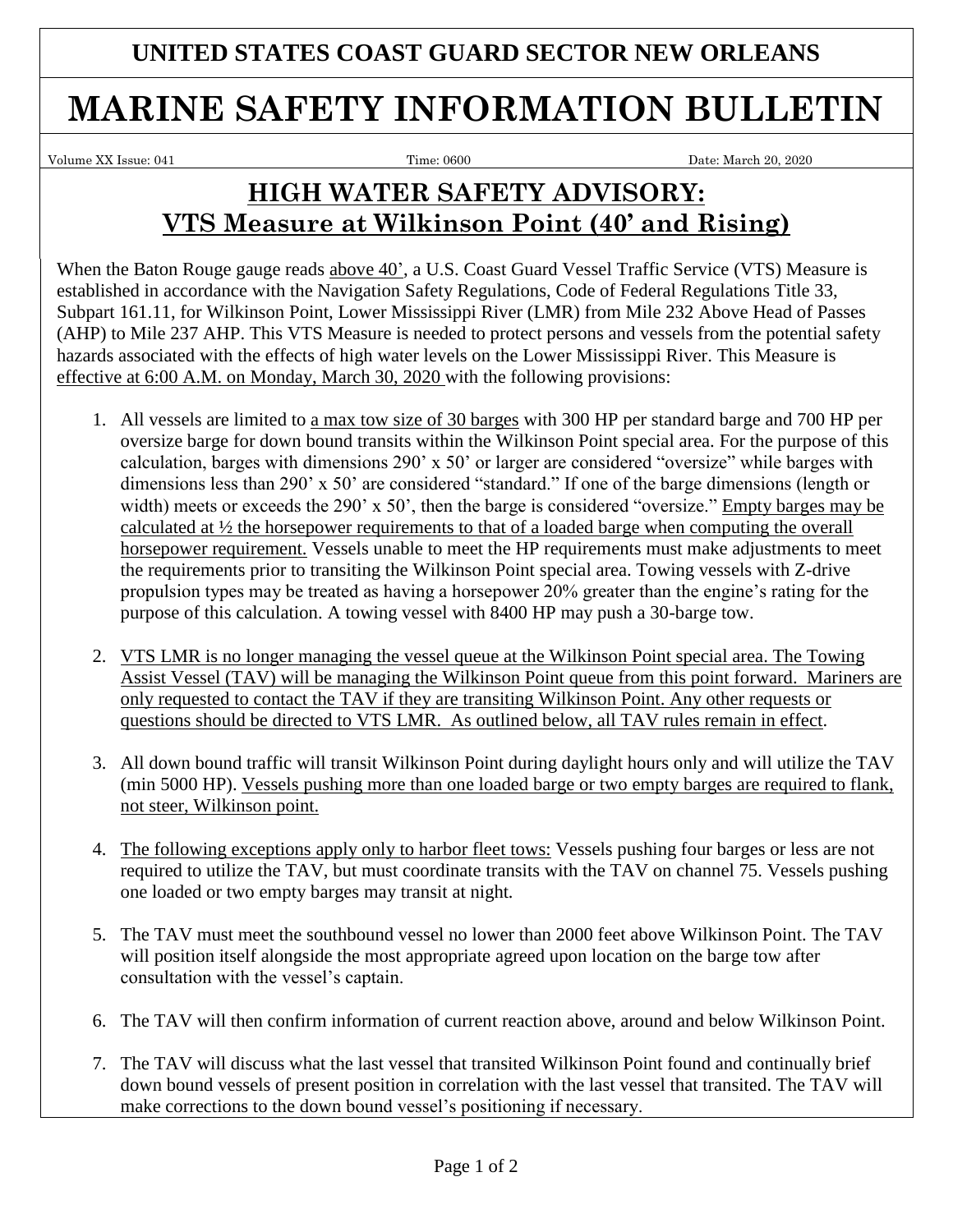# UNITED STATES COAST GUARD SECTOR NEW ORLEANS

# MARINE SAFETY INFORMATION BULLETIN

Volume XX Issue: 041 Time: 0600 Date: March 20, 2020

## HIGH WATER SAFETY ADVISORY: VTS Measure at Wilkinson Point (40' and Rising)

When the Baton Rouge gauge reads above 40', a U.S. Coast Guard Vessel Traffic Service (VTS) Measure is established in accordance with the Navigation Safety Regulations, Code of Federal Regulations Title 33, Subpart 161.11, for Wilkinson Point, Lower Mississippi River (LMR) from Mile 232 Above Head of Passes (AHP) to Mile 237 AHP. This VTS Measure is needed to protect persons and vessels from the potential safety hazards associated with the effects of high water levels on the Lower Mississippi River. This Measure is effective at 6:00 A.M. on Monday, March 30, 2020 with the following provisions:

1. All vessels are limited to a max tow size of 30 barges with 300 HP per standard barge and 700 HP per oversize barge for down bound transits within the Wilkinson Point special area. For the purpose of this calculation, barges with dimensions 290' x 50' or larger are considered "oversize" while barges with dimensions less than 290' x 50' are considered "standard." If one of the barge dimensions (length or width) meets or exceeds the 290' x 50', then the barge is considered "oversize." Empty barges may be calculated at ½ the horsepower requirements to that of a loaded barge when computing the overall horsepower requirement. Vessels unable to meet the HP requirements must make adjustments to meet the requirements prior to transiting the Wilkinson Point special area. Towing vessels with Z-drive propulsion types may be treated as having a horsepower 20% greater than the engine's rating for the purpose of this calculation. A towing vessel with 8400 HP may push a 30-barge tow.

2. VTS LMR is no longer managing the vessel queue at the Wilkinson Point special area. The Towing Assist Vessel (TAV) will be managing the Wilkinson Point queue from this point forward. Mariners are only requested to contact the TAV if they are transiting Wilkinson Point. Any other requests or questions should be directed to VTS LMR. As outlined below, all TAV rules remain in effect.

3. All down bound traffic will transit Wilkinson Point during daylight hours only and will utilize the TAV (min 5000 HP). Vessels pushing more than one loaded barge or two empty barges are required to flank, not steer, Wilkinson point.

4. The following exceptions apply only to harbor fleet tows: Vessels pushing four barges or less are not required to utilize the TAV, but must coordinate transits with the TAV on channel 75. Vessels pushing one loaded or two empty barges may transit at night.

5. The TAV must meet the southbound vessel no lower than 2000 feet above Wilkinson Point. The TAV will position itself alongside the most appropriate agreed upon location on the barge tow after consultation with the vessel's captain.

6. The TAV will then confirm information of current reaction above, around and below Wilkinson Point.

7. The TAV will discuss what the last vessel that transited Wilkinson Point found and continually brief down bound vessels of present position in correlation with the last vessel that transited. The TAV will make corrections to the down bound vessel's positioning if necessary.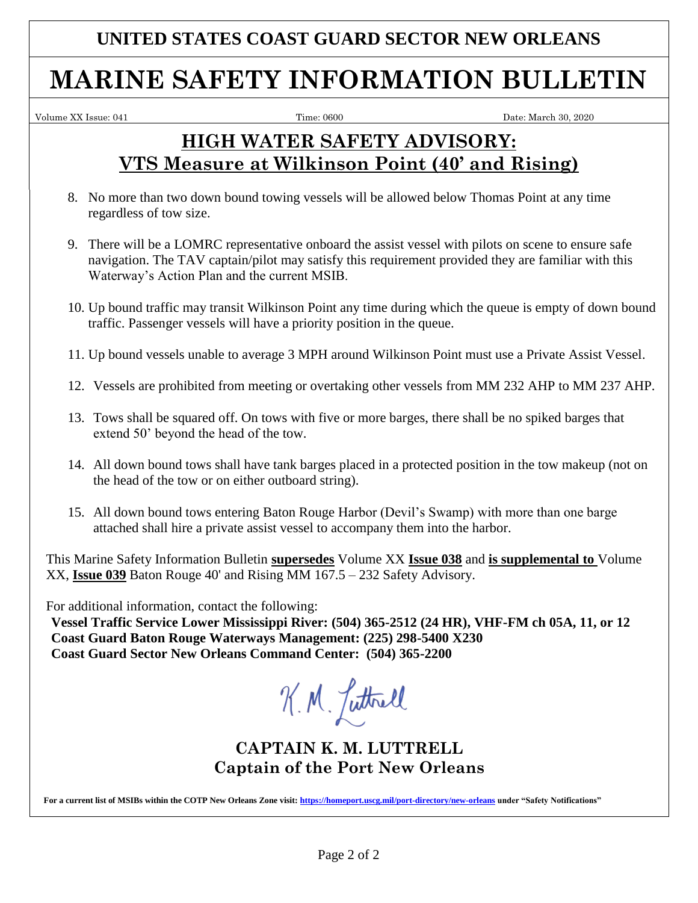## UNITED STATES COAST GUARD SECTOR NEW ORLEANS

# MARINE SAFETY INFORMATION BULLETIN

Volume XX Issue: 041 Time: 0600 Date: March 30, 2020

## HIGH WATER SAFETY ADVISORY: VTS Measure at Wilkinson Point (40' and Rising)

8. No more than two down bound towing vessels will be allowed below Thomas Point at any time regardless of tow size.
9. There will be a LOMRC representative onboard the assist vessel with pilots on scene to ensure safe navigation. The TAV captain/pilot may satisfy this requirement provided they are familiar with this Waterway's Action Plan and the current MSIB.
10. Up bound traffic may transit Wilkinson Point any time during which the queue is empty of down bound traffic. Passenger vessels will have a priority position in the queue.
11. Up bound vessels unable to average 3 MPH around Wilkinson Point must use a Private Assist Vessel.
12. Vessels are prohibited from meeting or overtaking other vessels from MM 232 AHP to MM 237 AHP.
13. Tows shall be squared off. On tows with five or more barges, there shall be no spiked barges that extend 50' beyond the head of the tow.
14. All down bound tows shall have tank barges placed in a protected position in the tow makeup (not on the head of the tow or on either outboard string).
15. All down bound tows entering Baton Rouge Harbor (Devil's Swamp) with more than one barge attached shall hire a private assist vessel to accompany them into the harbor.

This Marine Safety Information Bulletin **supersedes** Volume XX **Issue 038** and **is supplemental to** Volume XX, **Issue 039** Baton Rouge 40' and Rising MM 167.5 – 232 Safety Advisory.

For additional information, contact the following:

**Vessel Traffic Service Lower Mississippi River: (504) 365-2512 (24 HR), VHF-FM ch 05A, 11, or 12**
**Coast Guard Baton Rouge Waterways Management: (225) 298-5400 X230**
**Coast Guard Sector New Orleans Command Center: (504) 365-2200**

K. M. Luttrell

**CAPTAIN K. M. LUTTRELL**
**Captain of the Port New Orleans**

**For a current list of MSIBs within the COTP New Orleans Zone visit: https://homeport.uscg.mil/port-directory/new-orleans under "Safety Notifications"**